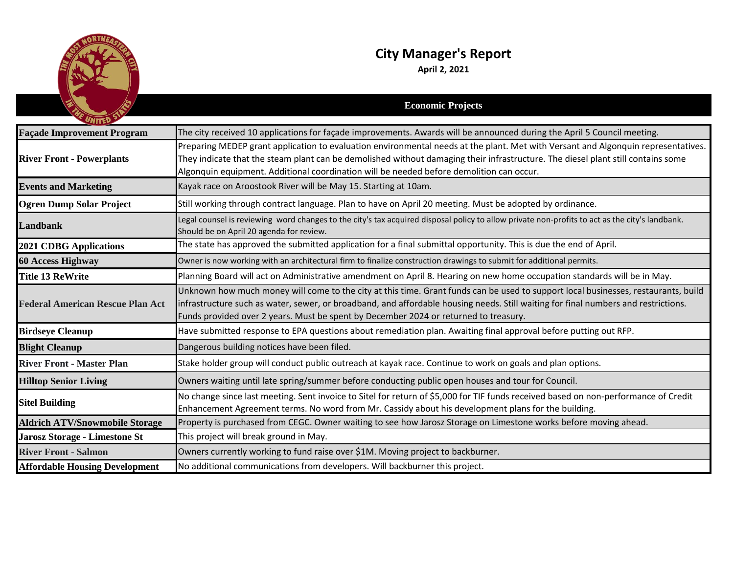# City Manager's Report

**April 2, 2021**

## Economic Projects

| | |
|---|---|
| **Façade Improvement Program** | The city received 10 applications for façade improvements. Awards will be announced during the April 5 Council meeting. |
| **River Front - Powerplants** | Preparing MEDEP grant application to evaluation environmental needs at the plant. Met with Versant and Algonquin representatives. They indicate that the steam plant can be demolished without damaging their infrastructure. The diesel plant still contains some Algonquin equipment. Additional coordination will be needed before demolition can occur. |
| **Events and Marketing** | Kayak race on Aroostook River will be May 15. Starting at 10am. |
| **Ogren Dump Solar Project** | Still working through contract language. Plan to have on April 20 meeting. Must be adopted by ordinance. |
| **Landbank** | Legal counsel is reviewing word changes to the city's tax acquired disposal policy to allow private non-profits to act as the city's landbank. Should be on April 20 agenda for review. |
| **2021 CDBG Applications** | The state has approved the submitted application for a final submittal opportunity. This is due the end of April. |
| **60 Access Highway** | Owner is now working with an architectural firm to finalize construction drawings to submit for additional permits. |
| **Title 13 ReWrite** | Planning Board will act on Administrative amendment on April 8. Hearing on new home occupation standards will be in May. |
| **Federal American Rescue Plan Act** | Unknown how much money will come to the city at this time. Grant funds can be used to support local businesses, restaurants, build infrastructure such as water, sewer, or broadband, and affordable housing needs. Still waiting for final numbers and restrictions. Funds provided over 2 years. Must be spent by December 2024 or returned to treasury. |
| **Birdseye Cleanup** | Have submitted response to EPA questions about remediation plan. Awaiting final approval before putting out RFP. |
| **Blight Cleanup** | Dangerous building notices have been filed. |
| **River Front - Master Plan** | Stake holder group will conduct public outreach at kayak race. Continue to work on goals and plan options. |
| **Hilltop Senior Living** | Owners waiting until late spring/summer before conducting public open houses and tour for Council. |
| **Sitel Building** | No change since last meeting. Sent invoice to Sitel for return of $5,000 for TIF funds received based on non-performance of Credit Enhancement Agreement terms. No word from Mr. Cassidy about his development plans for the building. |
| **Aldrich ATV/Snowmobile Storage** | Property is purchased from CEGC. Owner waiting to see how Jarosz Storage on Limestone works before moving ahead. |
| **Jarosz Storage - Limestone St** | This project will break ground in May. |
| **River Front - Salmon** | Owners currently working to fund raise over $1M. Moving project to backburner. |
| **Affordable Housing Development** | No additional communications from developers. Will backburner this project. |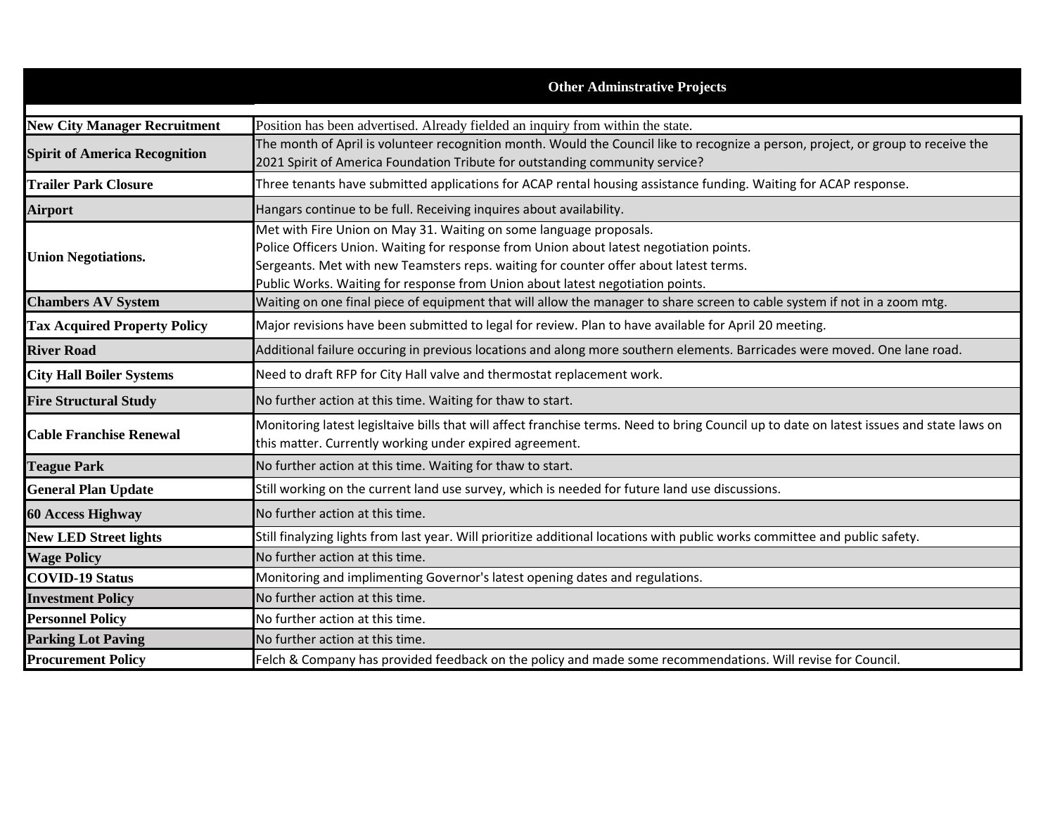| Other Adminstrative Projects | |
|---|---|
| **New City Manager Recruitment** | Position has been advertised. Already fielded an inquiry from within the state. |
| **Spirit of America Recognition** | The month of April is volunteer recognition month. Would the Council like to recognize a person, project, or group to receive the 2021 Spirit of America Foundation Tribute for outstanding community service? |
| **Trailer Park Closure** | Three tenants have submitted applications for ACAP rental housing assistance funding. Waiting for ACAP response. |
| **Airport** | Hangars continue to be full. Receiving inquires about availability. |
| **Union Negotiations.** | Met with Fire Union on May 31. Waiting on some language proposals.<br>Police Officers Union. Waiting for response from Union about latest negotiation points.<br>Sergeants. Met with new Teamsters reps. waiting for counter offer about latest terms.<br>Public Works. Waiting for response from Union about latest negotiation points. |
| **Chambers AV System** | Waiting on one final piece of equipment that will allow the manager to share screen to cable system if not in a zoom mtg. |
| **Tax Acquired Property Policy** | Major revisions have been submitted to legal for review. Plan to have available for April 20 meeting. |
| **River Road** | Additional failure occuring in previous locations and along more southern elements. Barricades were moved. One lane road. |
| **City Hall Boiler Systems** | Need to draft RFP for City Hall valve and thermostat replacement work. |
| **Fire Structural Study** | No further action at this time. Waiting for thaw to start. |
| **Cable Franchise Renewal** | Monitoring latest legisltaive bills that will affect franchise terms. Need to bring Council up to date on latest issues and state laws on this matter. Currently working under expired agreement. |
| **Teague Park** | No further action at this time. Waiting for thaw to start. |
| **General Plan Update** | Still working on the current land use survey, which is needed for future land use discussions. |
| **60 Access Highway** | No further action at this time. |
| **New LED Street lights** | Still finalyzing lights from last year. Will prioritize additional locations with public works committee and public safety. |
| **Wage Policy** | No further action at this time. |
| **COVID-19 Status** | Monitoring and implimenting Governor's latest opening dates and regulations. |
| **Investment Policy** | No further action at this time. |
| **Personnel Policy** | No further action at this time. |
| **Parking Lot Paving** | No further action at this time. |
| **Procurement Policy** | Felch & Company has provided feedback on the policy and made some recommendations. Will revise for Council. |